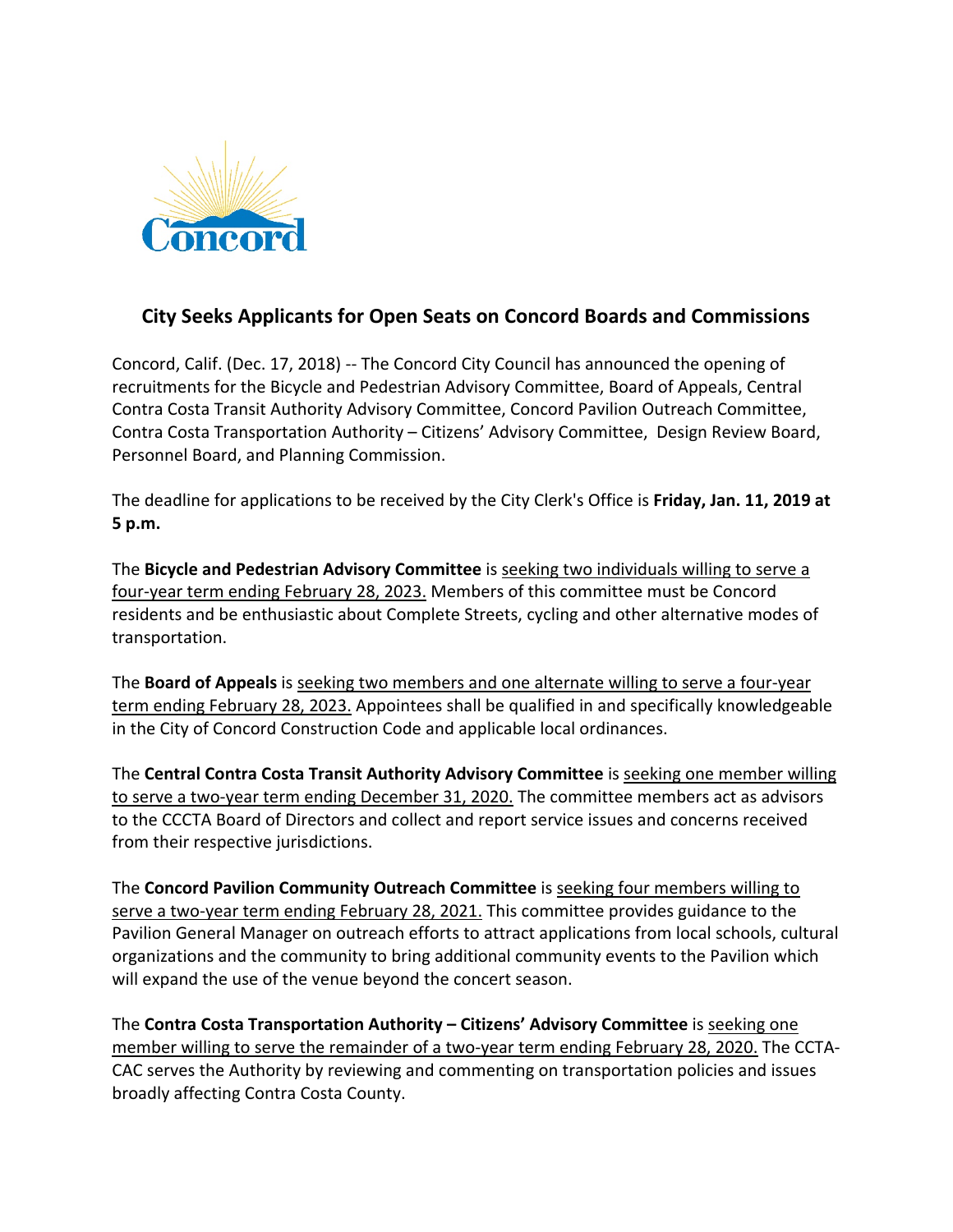Concord

## City Seeks Applicants for Open Seats on Concord Boards and Commissions

Concord, Calif. (Dec. 17, 2018) -- The Concord City Council has announced the opening of recruitments for the Bicycle and Pedestrian Advisory Committee, Board of Appeals, Central Contra Costa Transit Authority Advisory Committee, Concord Pavilion Outreach Committee, Contra Costa Transportation Authority – Citizens' Advisory Committee, Design Review Board, Personnel Board, and Planning Commission.

The deadline for applications to be received by the City Clerk's Office is **Friday, Jan. 11, 2019 at 5 p.m.**

The **Bicycle and Pedestrian Advisory Committee** is seeking two individuals willing to serve a four-year term ending February 28, 2023. Members of this committee must be Concord residents and be enthusiastic about Complete Streets, cycling and other alternative modes of transportation.

The **Board of Appeals** is seeking two members and one alternate willing to serve a four-year term ending February 28, 2023. Appointees shall be qualified in and specifically knowledgeable in the City of Concord Construction Code and applicable local ordinances.

The **Central Contra Costa Transit Authority Advisory Committee** is seeking one member willing to serve a two-year term ending December 31, 2020. The committee members act as advisors to the CCCTA Board of Directors and collect and report service issues and concerns received from their respective jurisdictions.

The **Concord Pavilion Community Outreach Committee** is seeking four members willing to serve a two-year term ending February 28, 2021. This committee provides guidance to the Pavilion General Manager on outreach efforts to attract applications from local schools, cultural organizations and the community to bring additional community events to the Pavilion which will expand the use of the venue beyond the concert season.

The **Contra Costa Transportation Authority – Citizens' Advisory Committee** is seeking one member willing to serve the remainder of a two-year term ending February 28, 2020. The CCTA-CAC serves the Authority by reviewing and commenting on transportation policies and issues broadly affecting Contra Costa County.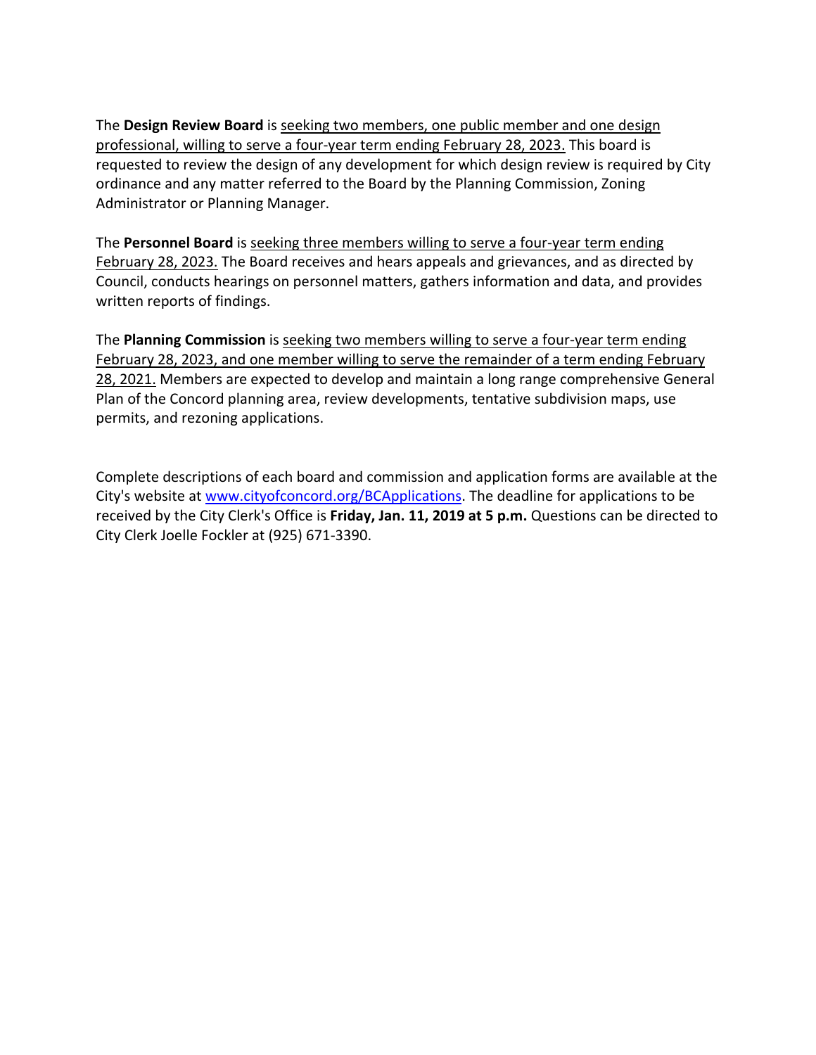The **Design Review Board** is seeking two members, one public member and one design professional, willing to serve a four-year term ending February 28, 2023. This board is requested to review the design of any development for which design review is required by City ordinance and any matter referred to the Board by the Planning Commission, Zoning Administrator or Planning Manager.

The **Personnel Board** is seeking three members willing to serve a four-year term ending February 28, 2023. The Board receives and hears appeals and grievances, and as directed by Council, conducts hearings on personnel matters, gathers information and data, and provides written reports of findings.

The **Planning Commission** is seeking two members willing to serve a four-year term ending February 28, 2023, and one member willing to serve the remainder of a term ending February 28, 2021. Members are expected to develop and maintain a long range comprehensive General Plan of the Concord planning area, review developments, tentative subdivision maps, use permits, and rezoning applications.

Complete descriptions of each board and commission and application forms are available at the City's website at [www.cityofconcord.org/BCApplications](http://www.cityofconcord.org/BCApplications). The deadline for applications to be received by the City Clerk's Office is **Friday, Jan. 11, 2019 at 5 p.m.** Questions can be directed to City Clerk Joelle Fockler at (925) 671-3390.